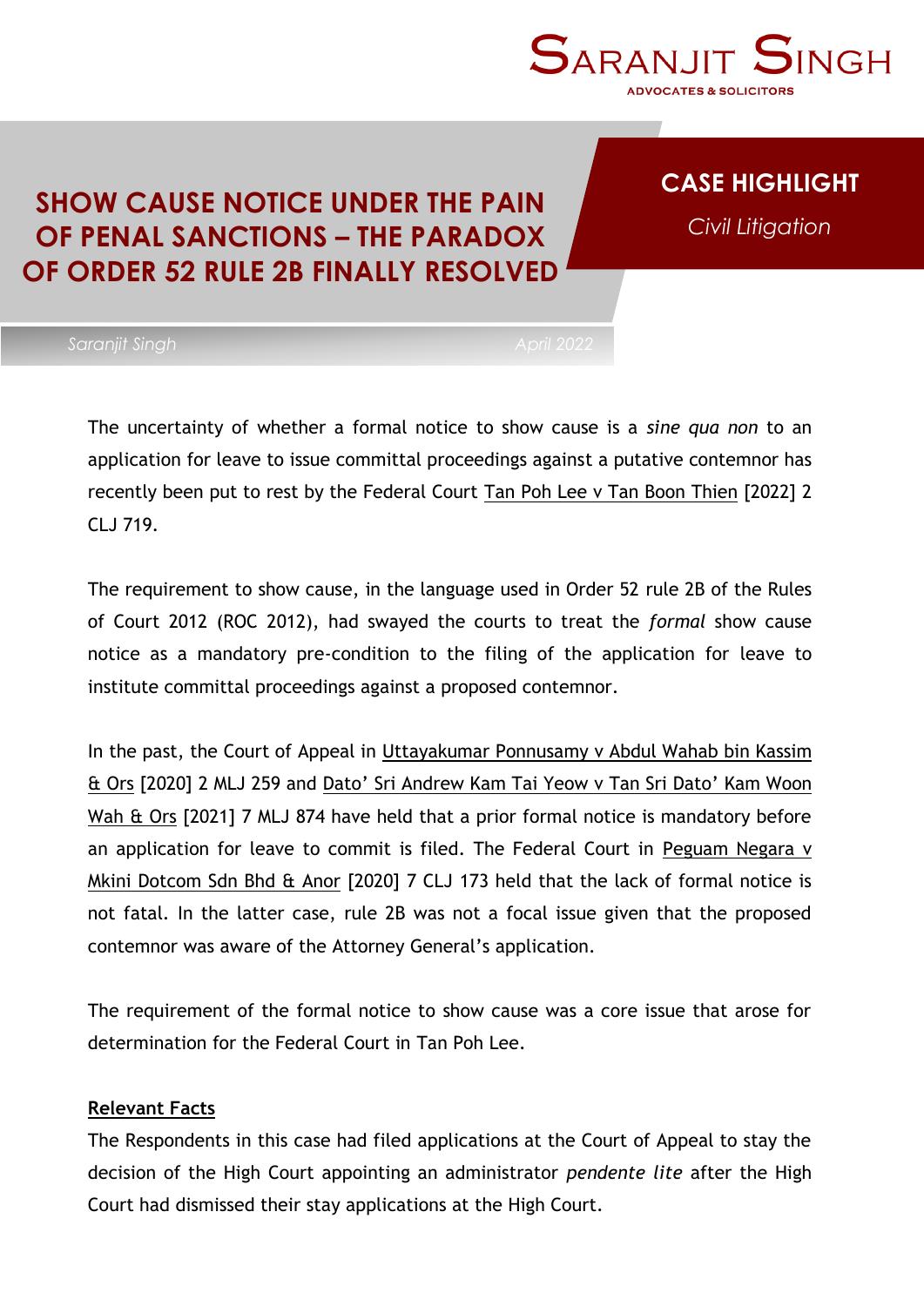SARANJIT SINGH

ADVOCATES & SOLICITORS

# SHOW CAUSE NOTICE UNDER THE PAIN OF PENAL SANCTIONS – THE PARADOX OF ORDER 52 RULE 2B FINALLY RESOLVED

**CASE HIGHLIGHT**

*Civil Litigation*

*Saranjit Singh* *April 2022*

The uncertainty of whether a formal notice to show cause is a *sine qua non* to an application for leave to issue committal proceedings against a putative contemnor has recently been put to rest by the Federal Court Tan Poh Lee v Tan Boon Thien [2022] 2 CLJ 719.

The requirement to show cause, in the language used in Order 52 rule 2B of the Rules of Court 2012 (ROC 2012), had swayed the courts to treat the *formal* show cause notice as a mandatory pre-condition to the filing of the application for leave to institute committal proceedings against a proposed contemnor.

In the past, the Court of Appeal in Uttayakumar Ponnusamy v Abdul Wahab bin Kassim & Ors [2020] 2 MLJ 259 and Dato' Sri Andrew Kam Tai Yeow v Tan Sri Dato' Kam Woon Wah & Ors [2021] 7 MLJ 874 have held that a prior formal notice is mandatory before an application for leave to commit is filed. The Federal Court in Peguam Negara v Mkini Dotcom Sdn Bhd & Anor [2020] 7 CLJ 173 held that the lack of formal notice is not fatal. In the latter case, rule 2B was not a focal issue given that the proposed contemnor was aware of the Attorney General's application.

The requirement of the formal notice to show cause was a core issue that arose for determination for the Federal Court in Tan Poh Lee.

**Relevant Facts**

The Respondents in this case had filed applications at the Court of Appeal to stay the decision of the High Court appointing an administrator *pendente lite* after the High Court had dismissed their stay applications at the High Court.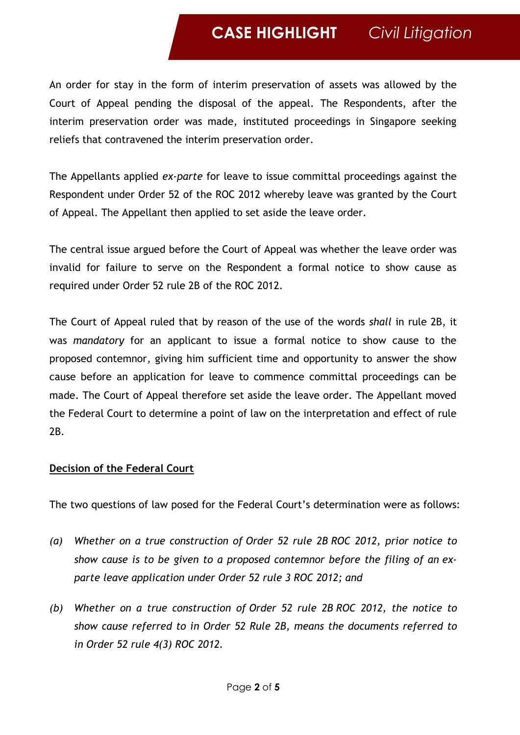An order for stay in the form of interim preservation of assets was allowed by the Court of Appeal pending the disposal of the appeal. The Respondents, after the interim preservation order was made, instituted proceedings in Singapore seeking reliefs that contravened the interim preservation order.

The Appellants applied *ex-parte* for leave to issue committal proceedings against the Respondent under Order 52 of the ROC 2012 whereby leave was granted by the Court of Appeal. The Appellant then applied to set aside the leave order.

The central issue argued before the Court of Appeal was whether the leave order was invalid for failure to serve on the Respondent a formal notice to show cause as required under Order 52 rule 2B of the ROC 2012.

The Court of Appeal ruled that by reason of the use of the words *shall* in rule 2B, it was *mandatory* for an applicant to issue a formal notice to show cause to the proposed contemnor, giving him sufficient time and opportunity to answer the show cause before an application for leave to commence committal proceedings can be made. The Court of Appeal therefore set aside the leave order. The Appellant moved the Federal Court to determine a point of law on the interpretation and effect of rule 2B.

**<u>Decision of the Federal Court</u>**

The two questions of law posed for the Federal Court's determination were as follows:

(a) *Whether on a true construction of Order 52 rule 2B ROC 2012, prior notice to show cause is to be given to a proposed contemnor before the filing of an ex-parte leave application under Order 52 rule 3 ROC 2012; and*

(b) *Whether on a true construction of Order 52 rule 2B ROC 2012, the notice to show cause referred to in Order 52 Rule 2B, means the documents referred to in Order 52 rule 4(3) ROC 2012.*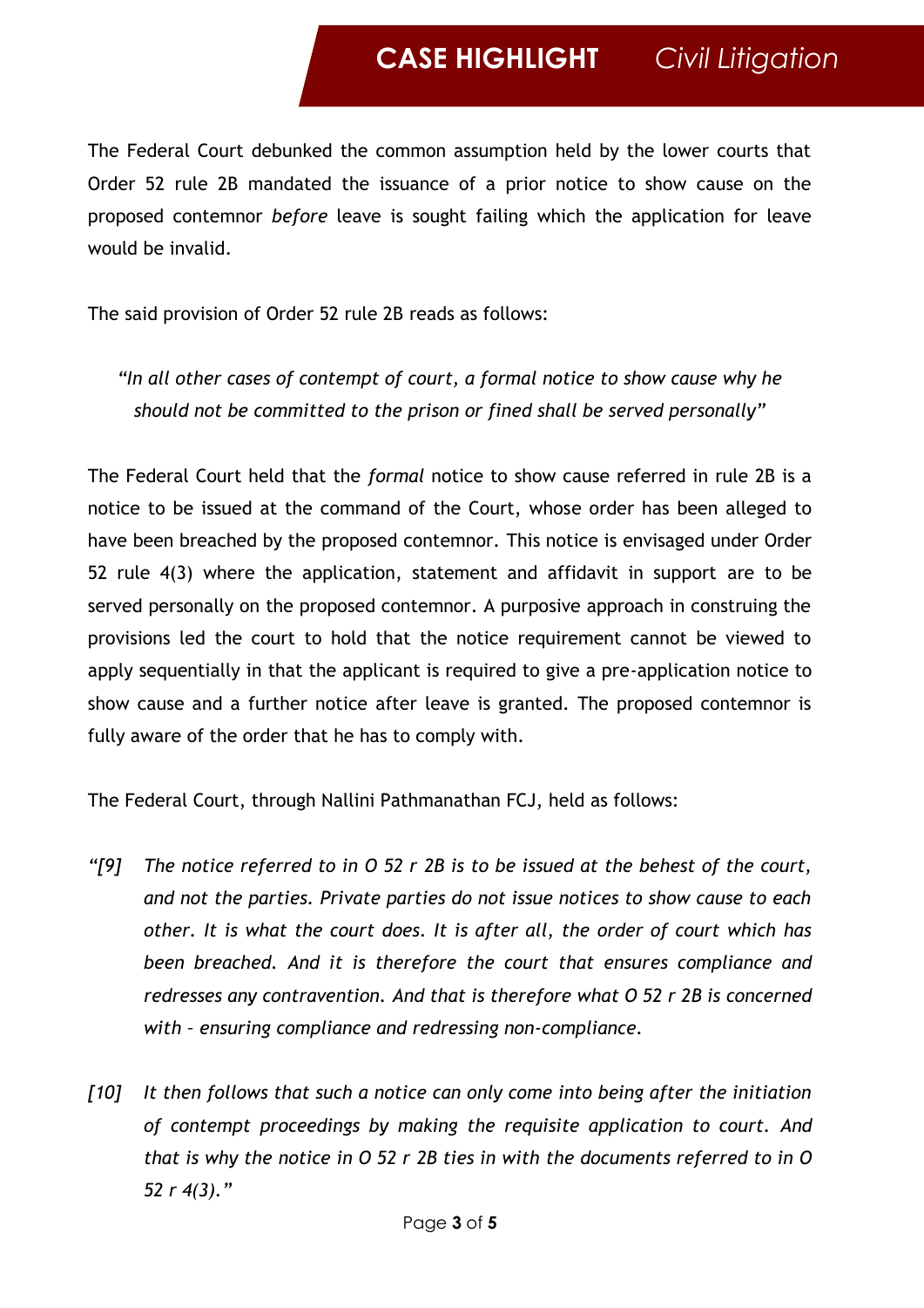The Federal Court debunked the common assumption held by the lower courts that Order 52 rule 2B mandated the issuance of a prior notice to show cause on the proposed contemnor *before* leave is sought failing which the application for leave would be invalid.

The said provision of Order 52 rule 2B reads as follows:

> *"In all other cases of contempt of court, a formal notice to show cause why he should not be committed to the prison or fined shall be served personally"*

The Federal Court held that the *formal* notice to show cause referred in rule 2B is a notice to be issued at the command of the Court, whose order has been alleged to have been breached by the proposed contemnor. This notice is envisaged under Order 52 rule 4(3) where the application, statement and affidavit in support are to be served personally on the proposed contemnor. A purposive approach in construing the provisions led the court to hold that the notice requirement cannot be viewed to apply sequentially in that the applicant is required to give a pre-application notice to show cause and a further notice after leave is granted. The proposed contemnor is fully aware of the order that he has to comply with.

The Federal Court, through Nallini Pathmanathan FCJ, held as follows:

> *"[9] The notice referred to in O 52 r 2B is to be issued at the behest of the court, and not the parties. Private parties do not issue notices to show cause to each other. It is what the court does. It is after all, the order of court which has been breached. And it is therefore the court that ensures compliance and redresses any contravention. And that is therefore what O 52 r 2B is concerned with – ensuring compliance and redressing non-compliance.*
>
> *[10] It then follows that such a notice can only come into being after the initiation of contempt proceedings by making the requisite application to court. And that is why the notice in O 52 r 2B ties in with the documents referred to in O 52 r 4(3)."*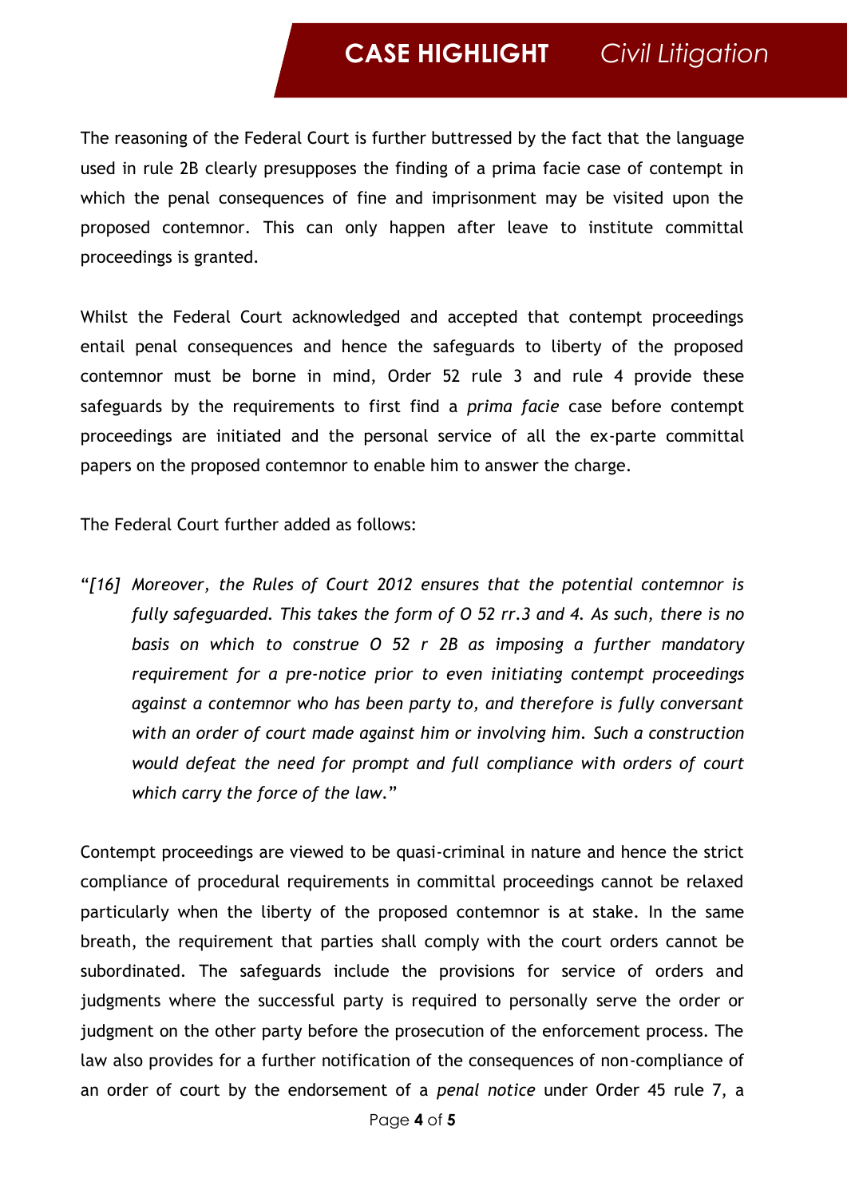The reasoning of the Federal Court is further buttressed by the fact that the language used in rule 2B clearly presupposes the finding of a prima facie case of contempt in which the penal consequences of fine and imprisonment may be visited upon the proposed contemnor. This can only happen after leave to institute committal proceedings is granted.

Whilst the Federal Court acknowledged and accepted that contempt proceedings entail penal consequences and hence the safeguards to liberty of the proposed contemnor must be borne in mind, Order 52 rule 3 and rule 4 provide these safeguards by the requirements to first find a *prima facie* case before contempt proceedings are initiated and the personal service of all the ex-parte committal papers on the proposed contemnor to enable him to answer the charge.

The Federal Court further added as follows:

> "*[16] Moreover, the Rules of Court 2012 ensures that the potential contemnor is fully safeguarded. This takes the form of O 52 rr.3 and 4. As such, there is no basis on which to construe O 52 r 2B as imposing a further mandatory requirement for a pre-notice prior to even initiating contempt proceedings against a contemnor who has been party to, and therefore is fully conversant with an order of court made against him or involving him. Such a construction would defeat the need for prompt and full compliance with orders of court which carry the force of the law.*"

Contempt proceedings are viewed to be quasi-criminal in nature and hence the strict compliance of procedural requirements in committal proceedings cannot be relaxed particularly when the liberty of the proposed contemnor is at stake. In the same breath, the requirement that parties shall comply with the court orders cannot be subordinated. The safeguards include the provisions for service of orders and judgments where the successful party is required to personally serve the order or judgment on the other party before the prosecution of the enforcement process. The law also provides for a further notification of the consequences of non-compliance of an order of court by the endorsement of a *penal notice* under Order 45 rule 7, a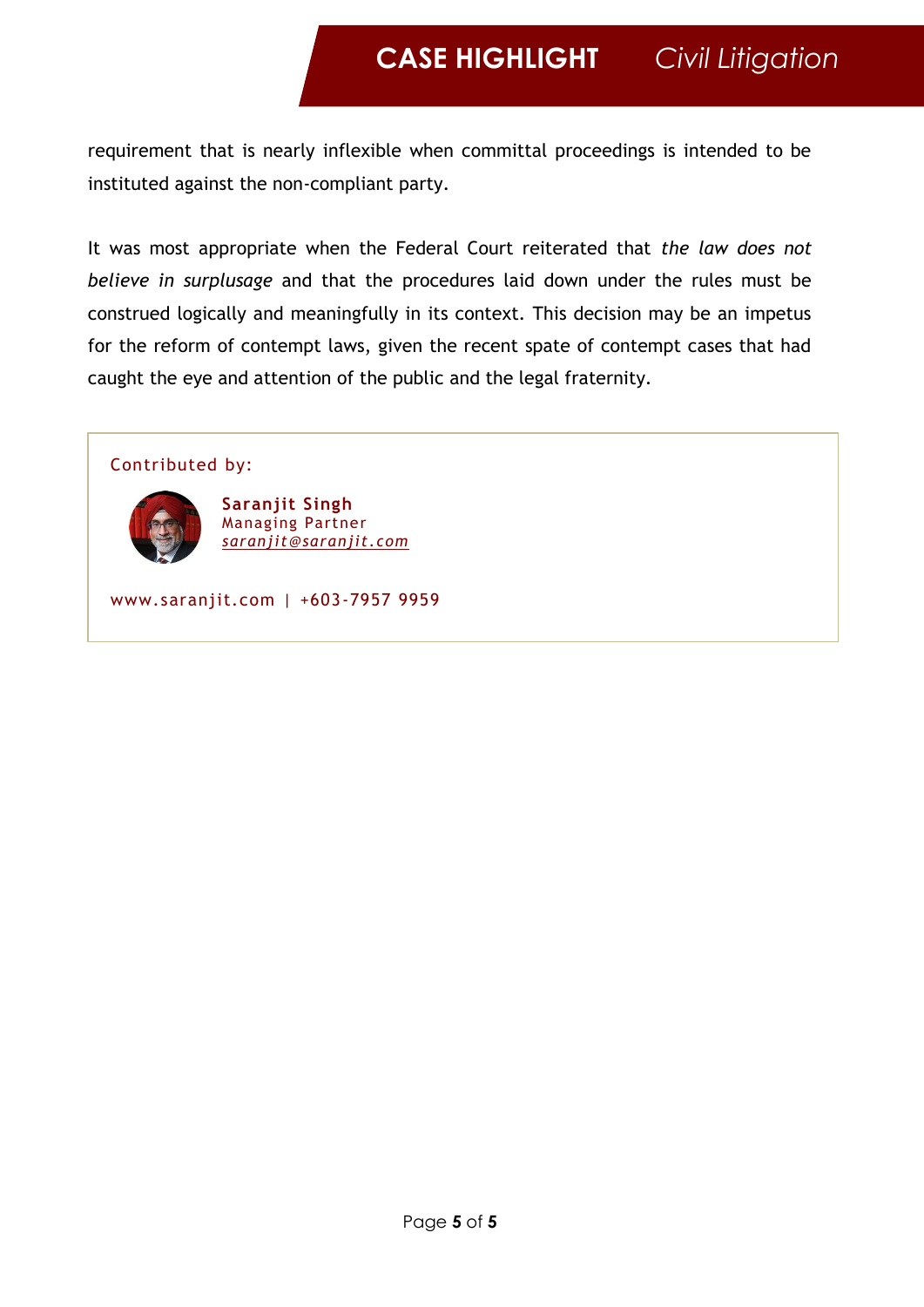requirement that is nearly inflexible when committal proceedings is intended to be instituted against the non-compliant party.

It was most appropriate when the Federal Court reiterated that *the law does not believe in surplusage* and that the procedures laid down under the rules must be construed logically and meaningfully in its context. This decision may be an impetus for the reform of contempt laws, given the recent spate of contempt cases that had caught the eye and attention of the public and the legal fraternity.

Contributed by:

**Saranjit Singh**
Managing Partner
*saranjit@saranjit.com*

www.saranjit.com | +603-7957 9959